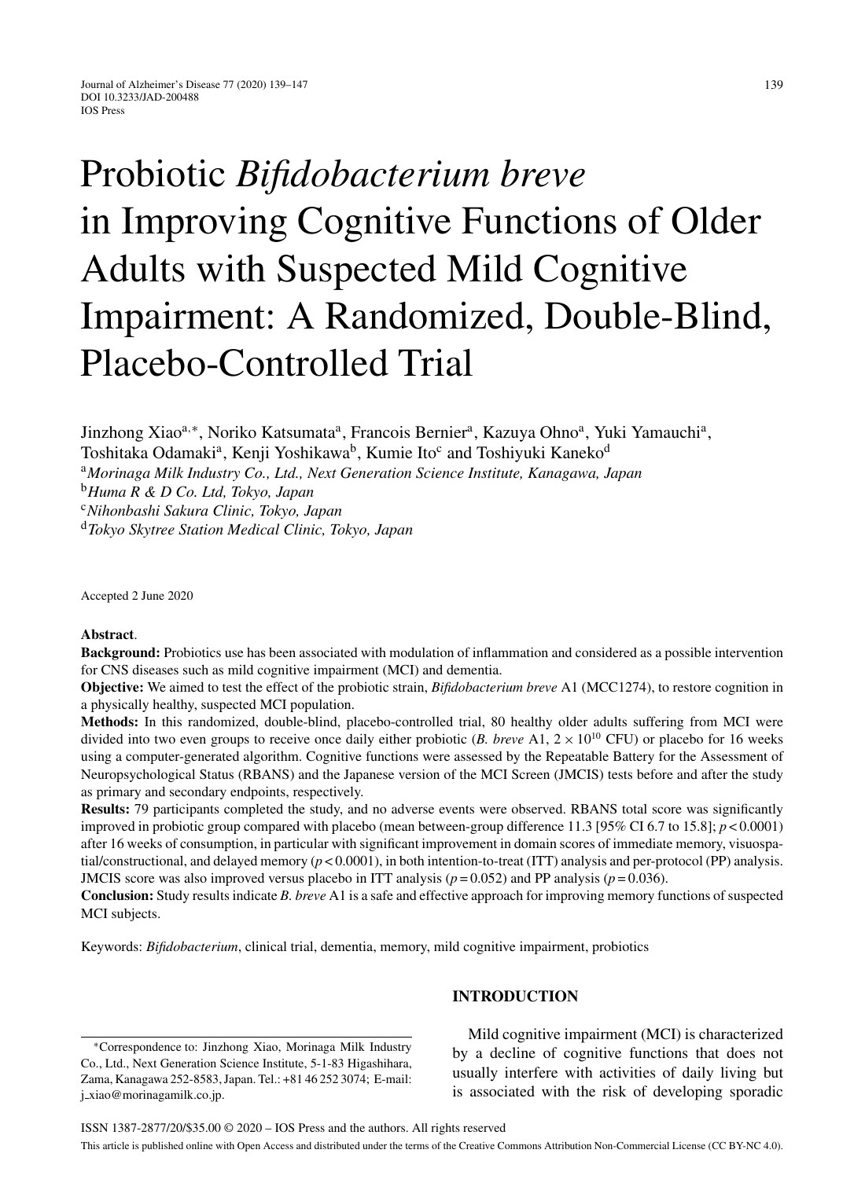# Probiotic *Bifidobacterium breve* in Improving Cognitive Functions of Older Adults with Suspected Mild Cognitive Impairment: A Randomized, Double-Blind, Placebo-Controlled Trial

Jinzhong Xiao[a,*], Noriko Katsumata[a], Francois Bernier[a], Kazuya Ohno[a], Yuki Yamauchi[a], Toshitaka Odamaki[a], Kenji Yoshikawa[b], Kumie Ito[c] and Toshiyuki Kaneko[d]

[a]*Morinaga Milk Industry Co., Ltd., Next Generation Science Institute, Kanagawa, Japan*
[b]*Huma R & D Co. Ltd, Tokyo, Japan*
[c]*Nihonbashi Sakura Clinic, Tokyo, Japan*
[d]*Tokyo Skytree Station Medical Clinic, Tokyo, Japan*

Accepted 2 June 2020

**Abstract**.

**Background:** Probiotics use has been associated with modulation of inflammation and considered as a possible intervention for CNS diseases such as mild cognitive impairment (MCI) and dementia.

**Objective:** We aimed to test the effect of the probiotic strain, *Bifidobacterium breve* A1 (MCC1274), to restore cognition in a physically healthy, suspected MCI population.

**Methods:** In this randomized, double-blind, placebo-controlled trial, 80 healthy older adults suffering from MCI were divided into two even groups to receive once daily either probiotic (*B. breve* A1, $2 \times 10^{10}$ CFU) or placebo for 16 weeks using a computer-generated algorithm. Cognitive functions were assessed by the Repeatable Battery for the Assessment of Neuropsychological Status (RBANS) and the Japanese version of the MCI Screen (JMCIS) tests before and after the study as primary and secondary endpoints, respectively.

**Results:** 79 participants completed the study, and no adverse events were observed. RBANS total score was significantly improved in probiotic group compared with placebo (mean between-group difference 11.3 [95% CI 6.7 to 15.8]; $p < 0.0001$) after 16 weeks of consumption, in particular with significant improvement in domain scores of immediate memory, visuospatial/constructional, and delayed memory ($p < 0.0001$), in both intention-to-treat (ITT) analysis and per-protocol (PP) analysis. JMCIS score was also improved versus placebo in ITT analysis ($p = 0.052$) and PP analysis ($p = 0.036$).

**Conclusion:** Study results indicate *B. breve* A1 is a safe and effective approach for improving memory functions of suspected MCI subjects.

Keywords: *Bifidobacterium*, clinical trial, dementia, memory, mild cognitive impairment, probiotics

## INTRODUCTION

Mild cognitive impairment (MCI) is characterized by a decline of cognitive functions that does not usually interfere with activities of daily living but is associated with the risk of developing sporadic

*Correspondence to: Jinzhong Xiao, Morinaga Milk Industry Co., Ltd., Next Generation Science Institute, 5-1-83 Higashihara, Zama, Kanagawa 252-8583, Japan. Tel.: +81 46 252 3074; E-mail: j_xiao@morinagamilk.co.jp.

ISSN 1387-2877/20/$35.00 © 2020 – IOS Press and the authors. All rights reserved

This article is published online with Open Access and distributed under the terms of the Creative Commons Attribution Non-Commercial License (CC BY-NC 4.0).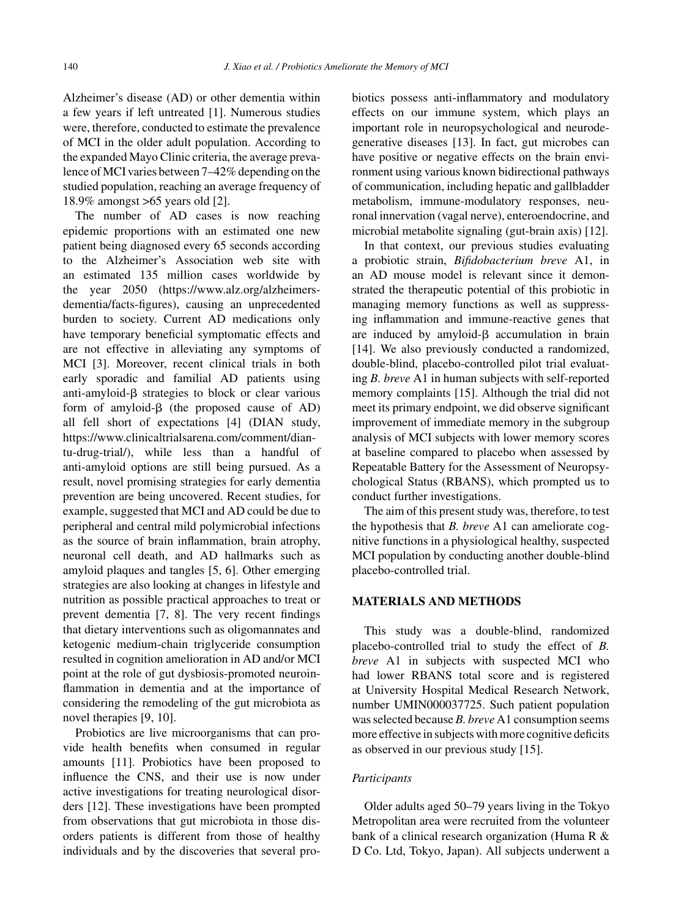Alzheimer's disease (AD) or other dementia within a few years if left untreated [1]. Numerous studies were, therefore, conducted to estimate the prevalence of MCI in the older adult population. According to the expanded Mayo Clinic criteria, the average prevalence of MCI varies between 7–42% depending on the studied population, reaching an average frequency of 18.9% amongst >65 years old [2].

The number of AD cases is now reaching epidemic proportions with an estimated one new patient being diagnosed every 65 seconds according to the Alzheimer's Association web site with an estimated 135 million cases worldwide by the year 2050 (https://www.alz.org/alzheimers-dementia/facts-figures), causing an unprecedented burden to society. Current AD medications only have temporary beneficial symptomatic effects and are not effective in alleviating any symptoms of MCI [3]. Moreover, recent clinical trials in both early sporadic and familial AD patients using anti-amyloid-β strategies to block or clear various form of amyloid-β (the proposed cause of AD) all fell short of expectations [4] (DIAN study, https://www.clinicaltrialsarena.com/comment/dian-tu-drug-trial/), while less than a handful of anti-amyloid options are still being pursued. As a result, novel promising strategies for early dementia prevention are being uncovered. Recent studies, for example, suggested that MCI and AD could be due to peripheral and central mild polymicrobial infections as the source of brain inflammation, brain atrophy, neuronal cell death, and AD hallmarks such as amyloid plaques and tangles [5, 6]. Other emerging strategies are also looking at changes in lifestyle and nutrition as possible practical approaches to treat or prevent dementia [7, 8]. The very recent findings that dietary interventions such as oligomannates and ketogenic medium-chain triglyceride consumption resulted in cognition amelioration in AD and/or MCI point at the role of gut dysbiosis-promoted neuroinflammation in dementia and at the importance of considering the remodeling of the gut microbiota as novel therapies [9, 10].

Probiotics are live microorganisms that can provide health benefits when consumed in regular amounts [11]. Probiotics have been proposed to influence the CNS, and their use is now under active investigations for treating neurological disorders [12]. These investigations have been prompted from observations that gut microbiota in those disorders patients is different from those of healthy individuals and by the discoveries that several probiotics possess anti-inflammatory and modulatory effects on our immune system, which plays an important role in neuropsychological and neurodegenerative diseases [13]. In fact, gut microbes can have positive or negative effects on the brain environment using various known bidirectional pathways of communication, including hepatic and gallbladder metabolism, immune-modulatory responses, neuronal innervation (vagal nerve), enteroendocrine, and microbial metabolite signaling (gut-brain axis) [12].

In that context, our previous studies evaluating a probiotic strain, *Bifidobacterium breve* A1, in an AD mouse model is relevant since it demonstrated the therapeutic potential of this probiotic in managing memory functions as well as suppressing inflammation and immune-reactive genes that are induced by amyloid-β accumulation in brain [14]. We also previously conducted a randomized, double-blind, placebo-controlled pilot trial evaluating *B. breve* A1 in human subjects with self-reported memory complaints [15]. Although the trial did not meet its primary endpoint, we did observe significant improvement of immediate memory in the subgroup analysis of MCI subjects with lower memory scores at baseline compared to placebo when assessed by Repeatable Battery for the Assessment of Neuropsychological Status (RBANS), which prompted us to conduct further investigations.

The aim of this present study was, therefore, to test the hypothesis that *B. breve* A1 can ameliorate cognitive functions in a physiological healthy, suspected MCI population by conducting another double-blind placebo-controlled trial.

## MATERIALS AND METHODS

This study was a double-blind, randomized placebo-controlled trial to study the effect of *B. breve* A1 in subjects with suspected MCI who had lower RBANS total score and is registered at University Hospital Medical Research Network, number UMIN000037725. Such patient population was selected because *B. breve* A1 consumption seems more effective in subjects with more cognitive deficits as observed in our previous study [15].

### *Participants*

Older adults aged 50–79 years living in the Tokyo Metropolitan area were recruited from the volunteer bank of a clinical research organization (Huma R & D Co. Ltd, Tokyo, Japan). All subjects underwent a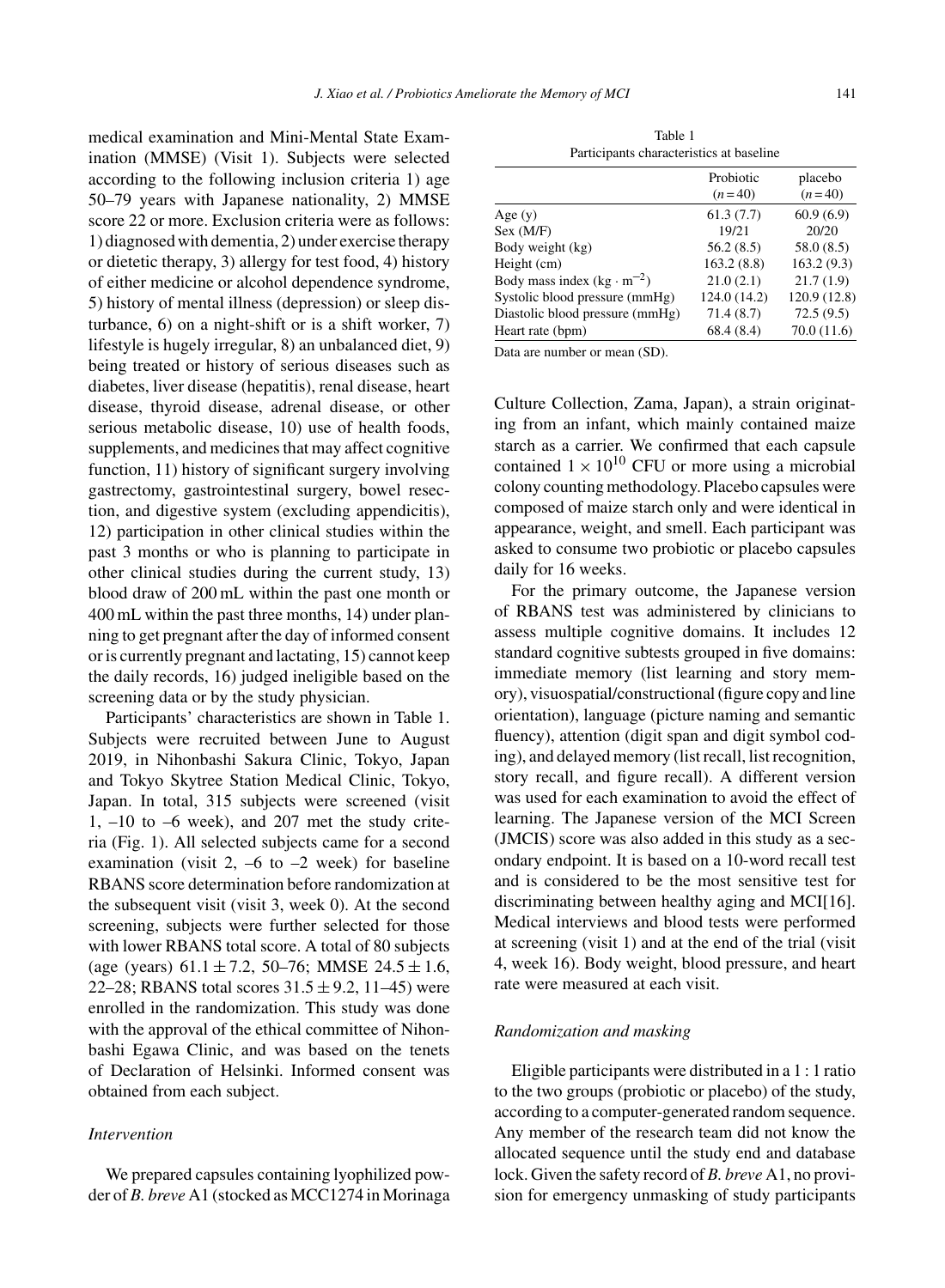medical examination and Mini-Mental State Examination (MMSE) (Visit 1). Subjects were selected according to the following inclusion criteria 1) age 50–79 years with Japanese nationality, 2) MMSE score 22 or more. Exclusion criteria were as follows: 1) diagnosed with dementia, 2) under exercise therapy or dietetic therapy, 3) allergy for test food, 4) history of either medicine or alcohol dependence syndrome, 5) history of mental illness (depression) or sleep disturbance, 6) on a night-shift or is a shift worker, 7) lifestyle is hugely irregular, 8) an unbalanced diet, 9) being treated or history of serious diseases such as diabetes, liver disease (hepatitis), renal disease, heart disease, thyroid disease, adrenal disease, or other serious metabolic disease, 10) use of health foods, supplements, and medicines that may affect cognitive function, 11) history of significant surgery involving gastrectomy, gastrointestinal surgery, bowel resection, and digestive system (excluding appendicitis), 12) participation in other clinical studies within the past 3 months or who is planning to participate in other clinical studies during the current study, 13) blood draw of 200 mL within the past one month or 400 mL within the past three months, 14) under planning to get pregnant after the day of informed consent or is currently pregnant and lactating, 15) cannot keep the daily records, 16) judged ineligible based on the screening data or by the study physician.

Participants' characteristics are shown in Table 1. Subjects were recruited between June to August 2019, in Nihonbashi Sakura Clinic, Tokyo, Japan and Tokyo Skytree Station Medical Clinic, Tokyo, Japan. In total, 315 subjects were screened (visit 1, –10 to –6 week), and 207 met the study criteria (Fig. 1). All selected subjects came for a second examination (visit 2, –6 to –2 week) for baseline RBANS score determination before randomization at the subsequent visit (visit 3, week 0). At the second screening, subjects were further selected for those with lower RBANS total score. A total of 80 subjects (age (years) $61.1 \pm 7.2$, 50–76; MMSE $24.5 \pm 1.6$, 22–28; RBANS total scores $31.5 \pm 9.2$, 11–45) were enrolled in the randomization. This study was done with the approval of the ethical committee of Nihonbashi Egawa Clinic, and was based on the tenets of Declaration of Helsinki. Informed consent was obtained from each subject.

Table 1
Participants characteristics at baseline

| | Probiotic ($n = 40$) | placebo ($n = 40$) |
|---|---|---|
| Age (y) | 61.3 (7.7) | 60.9 (6.9) |
| Sex (M/F) | 19/21 | 20/20 |
| Body weight (kg) | 56.2 (8.5) | 58.0 (8.5) |
| Height (cm) | 163.2 (8.8) | 163.2 (9.3) |
| Body mass index ($kg \cdot m^{-2}$) | 21.0 (2.1) | 21.7 (1.9) |
| Systolic blood pressure (mmHg) | 124.0 (14.2) | 120.9 (12.8) |
| Diastolic blood pressure (mmHg) | 71.4 (8.7) | 72.5 (9.5) |
| Heart rate (bpm) | 68.4 (8.4) | 70.0 (11.6) |

Data are number or mean (SD).

### *Intervention*

We prepared capsules containing lyophilized powder of *B. breve* A1 (stocked as MCC1274 in Morinaga Culture Collection, Zama, Japan), a strain originating from an infant, which mainly contained maize starch as a carrier. We confirmed that each capsule contained $1 \times 10^{10}$ CFU or more using a microbial colony counting methodology. Placebo capsules were composed of maize starch only and were identical in appearance, weight, and smell. Each participant was asked to consume two probiotic or placebo capsules daily for 16 weeks.

For the primary outcome, the Japanese version of RBANS test was administered by clinicians to assess multiple cognitive domains. It includes 12 standard cognitive subtests grouped in five domains: immediate memory (list learning and story memory), visuospatial/constructional (figure copy and line orientation), language (picture naming and semantic fluency), attention (digit span and digit symbol coding), and delayed memory (list recall, list recognition, story recall, and figure recall). A different version was used for each examination to avoid the effect of learning. The Japanese version of the MCI Screen (JMCIS) score was also added in this study as a secondary endpoint. It is based on a 10-word recall test and is considered to be the most sensitive test for discriminating between healthy aging and MCI[16]. Medical interviews and blood tests were performed at screening (visit 1) and at the end of the trial (visit 4, week 16). Body weight, blood pressure, and heart rate were measured at each visit.

### *Randomization and masking*

Eligible participants were distributed in a 1 : 1 ratio to the two groups (probiotic or placebo) of the study, according to a computer-generated random sequence. Any member of the research team did not know the allocated sequence until the study end and database lock. Given the safety record of *B. breve* A1, no provision for emergency unmasking of study participants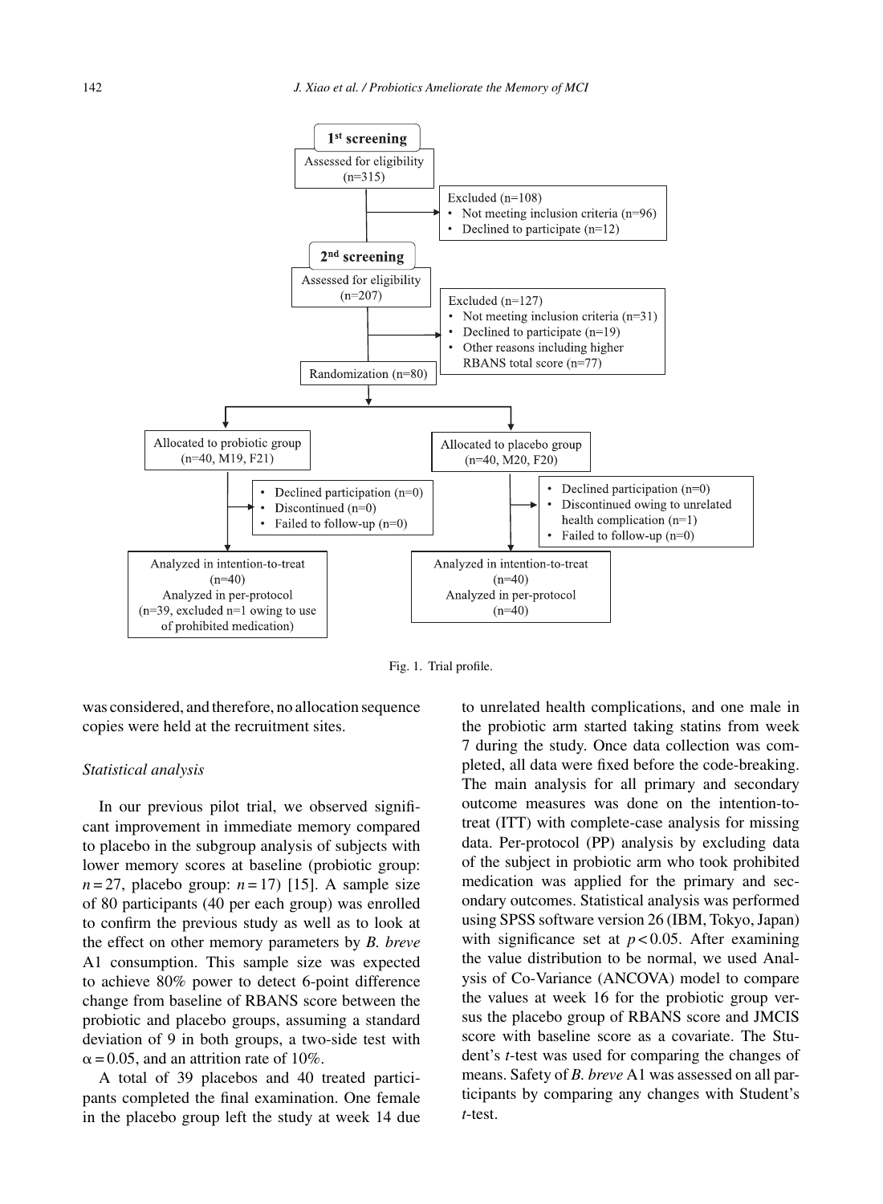**1st screening**

Assessed for eligibility (n=315)

Excluded (n=108)
- Not meeting inclusion criteria (n=96)
- Declined to participate (n=12)

**2nd screening**

Assessed for eligibility (n=207)

Excluded (n=127)
- Not meeting inclusion criteria (n=31)
- Declined to participate (n=19)
- Other reasons including higher RBANS total score (n=77)

Randomization (n=80)

Allocated to probiotic group (n=40, M19, F21)
- Declined participation (n=0)
- Discontinued (n=0)
- Failed to follow-up (n=0)

Analyzed in intention-to-treat (n=40)
Analyzed in per-protocol (n=39, excluded n=1 owing to use of prohibited medication)

Allocated to placebo group (n=40, M20, F20)
- Declined participation (n=0)
- Discontinued owing to unrelated health complication (n=1)
- Failed to follow-up (n=0)

Analyzed in intention-to-treat (n=40)
Analyzed in per-protocol (n=40)

Fig. 1. Trial profile.

was considered, and therefore, no allocation sequence copies were held at the recruitment sites.

### Statistical analysis

In our previous pilot trial, we observed significant improvement in immediate memory compared to placebo in the subgroup analysis of subjects with lower memory scores at baseline (probiotic group: $n = 27$, placebo group: $n = 17$) [15]. A sample size of 80 participants (40 per each group) was enrolled to confirm the previous study as well as to look at the effect on other memory parameters by *B. breve* A1 consumption. This sample size was expected to achieve 80% power to detect 6-point difference change from baseline of RBANS score between the probiotic and placebo groups, assuming a standard deviation of 9 in both groups, a two-side test with $\alpha = 0.05$, and an attrition rate of 10%.

A total of 39 placebos and 40 treated participants completed the final examination. One female in the placebo group left the study at week 14 due to unrelated health complications, and one male in the probiotic arm started taking statins from week 7 during the study. Once data collection was completed, all data were fixed before the code-breaking. The main analysis for all primary and secondary outcome measures was done on the intention-to-treat (ITT) with complete-case analysis for missing data. Per-protocol (PP) analysis by excluding data of the subject in probiotic arm who took prohibited medication was applied for the primary and secondary outcomes. Statistical analysis was performed using SPSS software version 26 (IBM, Tokyo, Japan) with significance set at $p < 0.05$. After examining the value distribution to be normal, we used Analysis of Co-Variance (ANCOVA) model to compare the values at week 16 for the probiotic group versus the placebo group of RBANS score and JMCIS score with baseline score as a covariate. The Student's *t*-test was used for comparing the changes of means. Safety of *B. breve* A1 was assessed on all participants by comparing any changes with Student's *t*-test.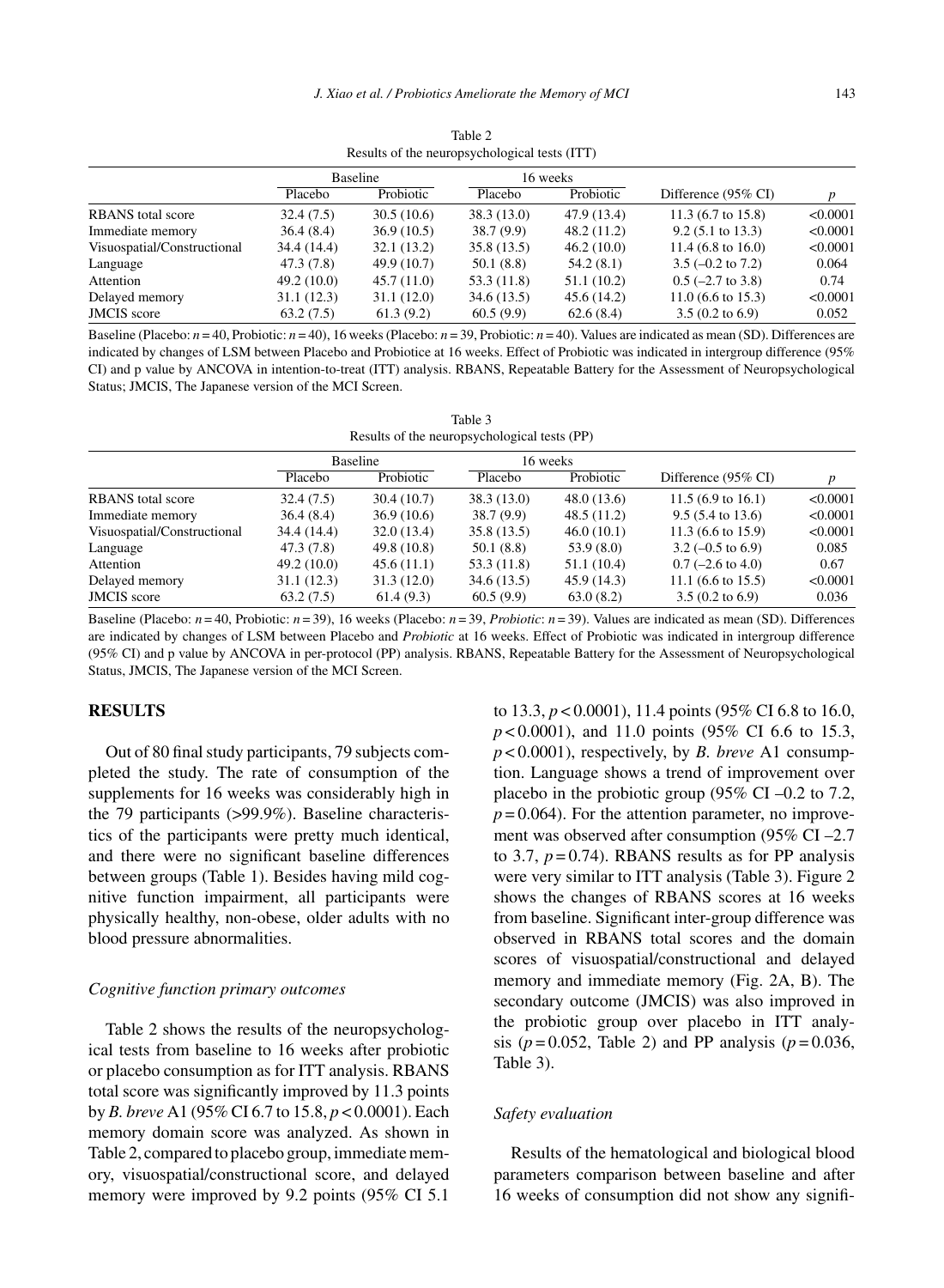Table 2
Results of the neuropsychological tests (ITT)

| | Baseline | | 16 weeks | | | |
|---|---|---|---|---|---|---|
| | Placebo | Probiotic | Placebo | Probiotic | Difference (95% CI) | *p* |
| RBANS total score | 32.4 (7.5) | 30.5 (10.6) | 38.3 (13.0) | 47.9 (13.4) | 11.3 (6.7 to 15.8) | <0.0001 |
| Immediate memory | 36.4 (8.4) | 36.9 (10.5) | 38.7 (9.9) | 48.2 (11.2) | 9.2 (5.1 to 13.3) | <0.0001 |
| Visuospatial/Constructional | 34.4 (14.4) | 32.1 (13.2) | 35.8 (13.5) | 46.2 (10.0) | 11.4 (6.8 to 16.0) | <0.0001 |
| Language | 47.3 (7.8) | 49.9 (10.7) | 50.1 (8.8) | 54.2 (8.1) | 3.5 (–0.2 to 7.2) | 0.064 |
| Attention | 49.2 (10.0) | 45.7 (11.0) | 53.3 (11.8) | 51.1 (10.2) | 0.5 (–2.7 to 3.8) | 0.74 |
| Delayed memory | 31.1 (12.3) | 31.1 (12.0) | 34.6 (13.5) | 45.6 (14.2) | 11.0 (6.6 to 15.3) | <0.0001 |
| JMCIS score | 63.2 (7.5) | 61.3 (9.2) | 60.5 (9.9) | 62.6 (8.4) | 3.5 (0.2 to 6.9) | 0.052 |

Baseline (Placebo: $n = 40$, Probiotic: $n = 40$), 16 weeks (Placebo: $n = 39$, Probiotic: $n = 40$). Values are indicated as mean (SD). Differences are indicated by changes of LSM between Placebo and Probiotice at 16 weeks. Effect of Probiotic was indicated in intergroup difference (95% CI) and p value by ANCOVA in intention-to-treat (ITT) analysis. RBANS, Repeatable Battery for the Assessment of Neuropsychological Status; JMCIS, The Japanese version of the MCI Screen.

Table 3
Results of the neuropsychological tests (PP)

| | Baseline | | 16 weeks | | | |
|---|---|---|---|---|---|---|
| | Placebo | Probiotic | Placebo | Probiotic | Difference (95% CI) | *p* |
| RBANS total score | 32.4 (7.5) | 30.4 (10.7) | 38.3 (13.0) | 48.0 (13.6) | 11.5 (6.9 to 16.1) | <0.0001 |
| Immediate memory | 36.4 (8.4) | 36.9 (10.6) | 38.7 (9.9) | 48.5 (11.2) | 9.5 (5.4 to 13.6) | <0.0001 |
| Visuospatial/Constructional | 34.4 (14.4) | 32.0 (13.4) | 35.8 (13.5) | 46.0 (10.1) | 11.3 (6.6 to 15.9) | <0.0001 |
| Language | 47.3 (7.8) | 49.8 (10.8) | 50.1 (8.8) | 53.9 (8.0) | 3.2 (–0.5 to 6.9) | 0.085 |
| Attention | 49.2 (10.0) | 45.6 (11.1) | 53.3 (11.8) | 51.1 (10.4) | 0.7 (–2.6 to 4.0) | 0.67 |
| Delayed memory | 31.1 (12.3) | 31.3 (12.0) | 34.6 (13.5) | 45.9 (14.3) | 11.1 (6.6 to 15.5) | <0.0001 |
| JMCIS score | 63.2 (7.5) | 61.4 (9.3) | 60.5 (9.9) | 63.0 (8.2) | 3.5 (0.2 to 6.9) | 0.036 |

Baseline (Placebo: $n = 40$, Probiotic: $n = 39$), 16 weeks (Placebo: $n = 39$, *Probiotic*: $n = 39$). Values are indicated as mean (SD). Differences are indicated by changes of LSM between Placebo and *Probiotic* at 16 weeks. Effect of Probiotic was indicated in intergroup difference (95% CI) and p value by ANCOVA in per-protocol (PP) analysis. RBANS, Repeatable Battery for the Assessment of Neuropsychological Status, JMCIS, The Japanese version of the MCI Screen.

## RESULTS

Out of 80 final study participants, 79 subjects completed the study. The rate of consumption of the supplements for 16 weeks was considerably high in the 79 participants (>99.9%). Baseline characteristics of the participants were pretty much identical, and there were no significant baseline differences between groups (Table 1). Besides having mild cognitive function impairment, all participants were physically healthy, non-obese, older adults with no blood pressure abnormalities.

### *Cognitive function primary outcomes*

Table 2 shows the results of the neuropsychological tests from baseline to 16 weeks after probiotic or placebo consumption as for ITT analysis. RBANS total score was significantly improved by 11.3 points by *B. breve* A1 (95% CI 6.7 to 15.8, $p < 0.0001$). Each memory domain score was analyzed. As shown in Table 2, compared to placebo group, immediate memory, visuospatial/constructional score, and delayed memory were improved by 9.2 points (95% CI 5.1 to 13.3, $p < 0.0001$), 11.4 points (95% CI 6.8 to 16.0, $p < 0.0001$), and 11.0 points (95% CI 6.6 to 15.3, $p < 0.0001$), respectively, by *B. breve* A1 consumption. Language shows a trend of improvement over placebo in the probiotic group (95% CI –0.2 to 7.2, $p = 0.064$). For the attention parameter, no improvement was observed after consumption (95% CI –2.7 to 3.7, $p = 0.74$). RBANS results as for PP analysis were very similar to ITT analysis (Table 3). Figure 2 shows the changes of RBANS scores at 16 weeks from baseline. Significant inter-group difference was observed in RBANS total scores and the domain scores of visuospatial/constructional and delayed memory and immediate memory (Fig. 2A, B). The secondary outcome (JMCIS) was also improved in the probiotic group over placebo in ITT analysis ($p = 0.052$, Table 2) and PP analysis ($p = 0.036$, Table 3).

### *Safety evaluation*

Results of the hematological and biological blood parameters comparison between baseline and after 16 weeks of consumption did not show any signifi-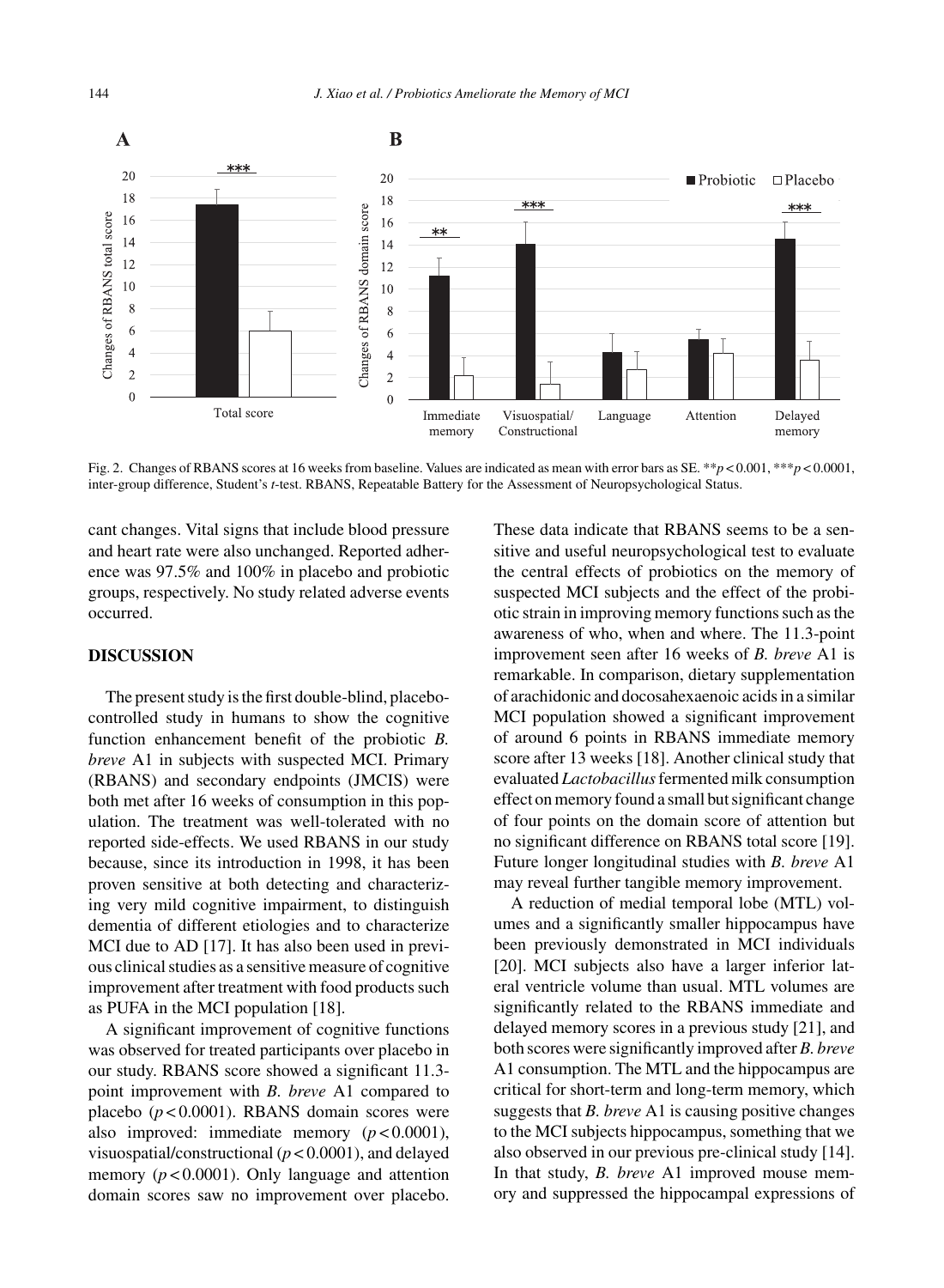Fig. 2. Changes of RBANS scores at 16 weeks from baseline. Values are indicated as mean with error bars as SE. $^{**}p < 0.001$, $^{***}p < 0.0001$, inter-group difference, Student's *t*-test. RBANS, Repeatable Battery for the Assessment of Neuropsychological Status.

cant changes. Vital signs that include blood pressure and heart rate were also unchanged. Reported adherence was 97.5% and 100% in placebo and probiotic groups, respectively. No study related adverse events occurred.

## DISCUSSION

The present study is the first double-blind, placebo-controlled study in humans to show the cognitive function enhancement benefit of the probiotic *B. breve* A1 in subjects with suspected MCI. Primary (RBANS) and secondary endpoints (JMCIS) were both met after 16 weeks of consumption in this population. The treatment was well-tolerated with no reported side-effects. We used RBANS in our study because, since its introduction in 1998, it has been proven sensitive at both detecting and characterizing very mild cognitive impairment, to distinguish dementia of different etiologies and to characterize MCI due to AD [17]. It has also been used in previous clinical studies as a sensitive measure of cognitive improvement after treatment with food products such as PUFA in the MCI population [18].

A significant improvement of cognitive functions was observed for treated participants over placebo in our study. RBANS score showed a significant 11.3-point improvement with *B. breve* A1 compared to placebo ($p < 0.0001$). RBANS domain scores were also improved: immediate memory ($p < 0.0001$), visuospatial/constructional ($p < 0.0001$), and delayed memory ($p < 0.0001$). Only language and attention domain scores saw no improvement over placebo. These data indicate that RBANS seems to be a sensitive and useful neuropsychological test to evaluate the central effects of probiotics on the memory of suspected MCI subjects and the effect of the probiotic strain in improving memory functions such as the awareness of who, when and where. The 11.3-point improvement seen after 16 weeks of *B. breve* A1 is remarkable. In comparison, dietary supplementation of arachidonic and docosahexaenoic acids in a similar MCI population showed a significant improvement of around 6 points in RBANS immediate memory score after 13 weeks [18]. Another clinical study that evaluated *Lactobacillus* fermented milk consumption effect on memory found a small but significant change of four points on the domain score of attention but no significant difference on RBANS total score [19]. Future longer longitudinal studies with *B. breve* A1 may reveal further tangible memory improvement.

A reduction of medial temporal lobe (MTL) volumes and a significantly smaller hippocampus have been previously demonstrated in MCI individuals [20]. MCI subjects also have a larger inferior lateral ventricle volume than usual. MTL volumes are significantly related to the RBANS immediate and delayed memory scores in a previous study [21], and both scores were significantly improved after *B. breve* A1 consumption. The MTL and the hippocampus are critical for short-term and long-term memory, which suggests that *B. breve* A1 is causing positive changes to the MCI subjects hippocampus, something that we also observed in our previous pre-clinical study [14]. In that study, *B. breve* A1 improved mouse memory and suppressed the hippocampal expressions of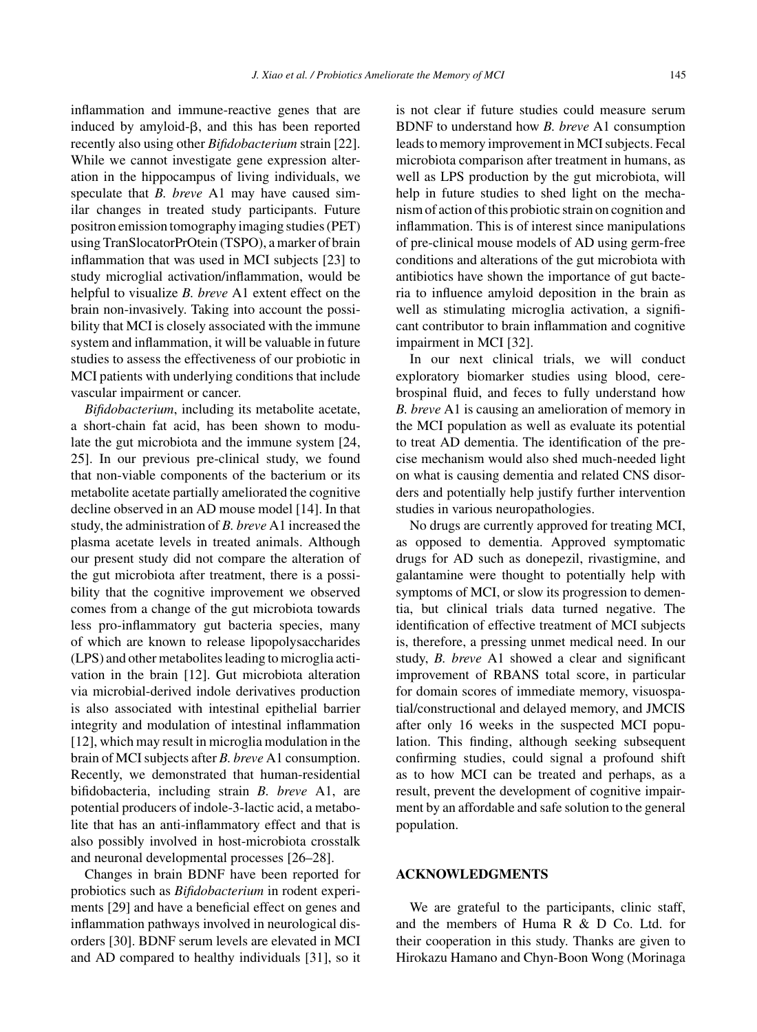inflammation and immune-reactive genes that are induced by amyloid-β, and this has been reported recently also using other *Bifidobacterium* strain [22]. While we cannot investigate gene expression alteration in the hippocampus of living individuals, we speculate that *B. breve* A1 may have caused similar changes in treated study participants. Future positron emission tomography imaging studies (PET) using TranSlocatorPrOtein (TSPO), a marker of brain inflammation that was used in MCI subjects [23] to study microglial activation/inflammation, would be helpful to visualize *B. breve* A1 extent effect on the brain non-invasively. Taking into account the possibility that MCI is closely associated with the immune system and inflammation, it will be valuable in future studies to assess the effectiveness of our probiotic in MCI patients with underlying conditions that include vascular impairment or cancer.

*Bifidobacterium*, including its metabolite acetate, a short-chain fat acid, has been shown to modulate the gut microbiota and the immune system [24, 25]. In our previous pre-clinical study, we found that non-viable components of the bacterium or its metabolite acetate partially ameliorated the cognitive decline observed in an AD mouse model [14]. In that study, the administration of *B. breve* A1 increased the plasma acetate levels in treated animals. Although our present study did not compare the alteration of the gut microbiota after treatment, there is a possibility that the cognitive improvement we observed comes from a change of the gut microbiota towards less pro-inflammatory gut bacteria species, many of which are known to release lipopolysaccharides (LPS) and other metabolites leading to microglia activation in the brain [12]. Gut microbiota alteration via microbial-derived indole derivatives production is also associated with intestinal epithelial barrier integrity and modulation of intestinal inflammation [12], which may result in microglia modulation in the brain of MCI subjects after *B. breve* A1 consumption. Recently, we demonstrated that human-residential bifidobacteria, including strain *B. breve* A1, are potential producers of indole-3-lactic acid, a metabolite that has an anti-inflammatory effect and that is also possibly involved in host-microbiota crosstalk and neuronal developmental processes [26–28].

Changes in brain BDNF have been reported for probiotics such as *Bifidobacterium* in rodent experiments [29] and have a beneficial effect on genes and inflammation pathways involved in neurological disorders [30]. BDNF serum levels are elevated in MCI and AD compared to healthy individuals [31], so it is not clear if future studies could measure serum BDNF to understand how *B. breve* A1 consumption leads to memory improvement in MCI subjects. Fecal microbiota comparison after treatment in humans, as well as LPS production by the gut microbiota, will help in future studies to shed light on the mechanism of action of this probiotic strain on cognition and inflammation. This is of interest since manipulations of pre-clinical mouse models of AD using germ-free conditions and alterations of the gut microbiota with antibiotics have shown the importance of gut bacteria to influence amyloid deposition in the brain as well as stimulating microglia activation, a significant contributor to brain inflammation and cognitive impairment in MCI [32].

In our next clinical trials, we will conduct exploratory biomarker studies using blood, cerebrospinal fluid, and feces to fully understand how *B. breve* A1 is causing an amelioration of memory in the MCI population as well as evaluate its potential to treat AD dementia. The identification of the precise mechanism would also shed much-needed light on what is causing dementia and related CNS disorders and potentially help justify further intervention studies in various neuropathologies.

No drugs are currently approved for treating MCI, as opposed to dementia. Approved symptomatic drugs for AD such as donepezil, rivastigmine, and galantamine were thought to potentially help with symptoms of MCI, or slow its progression to dementia, but clinical trials data turned negative. The identification of effective treatment of MCI subjects is, therefore, a pressing unmet medical need. In our study, *B. breve* A1 showed a clear and significant improvement of RBANS total score, in particular for domain scores of immediate memory, visuospatial/constructional and delayed memory, and JMCIS after only 16 weeks in the suspected MCI population. This finding, although seeking subsequent confirming studies, could signal a profound shift as to how MCI can be treated and perhaps, as a result, prevent the development of cognitive impairment by an affordable and safe solution to the general population.

## ACKNOWLEDGMENTS

We are grateful to the participants, clinic staff, and the members of Huma R & D Co. Ltd. for their cooperation in this study. Thanks are given to Hirokazu Hamano and Chyn-Boon Wong (Morinaga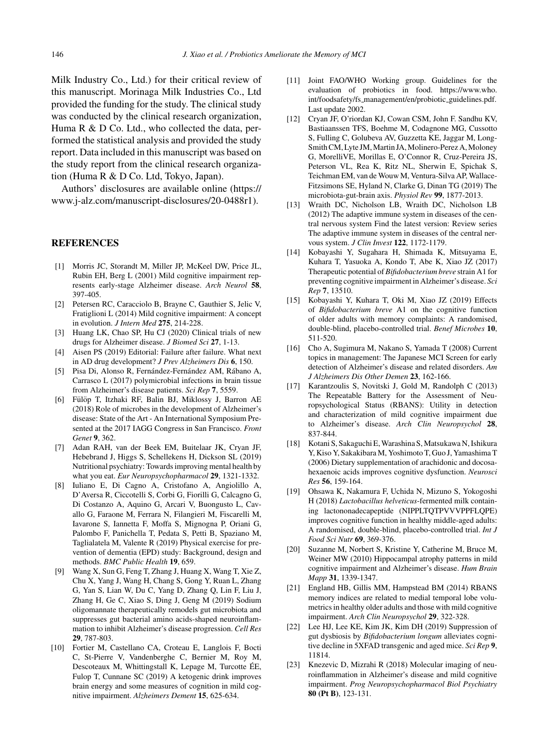Milk Industry Co., Ltd.) for their critical review of this manuscript. Morinaga Milk Industries Co., Ltd provided the funding for the study. The clinical study was conducted by the clinical research organization, Huma R & D Co. Ltd., who collected the data, performed the statistical analysis and provided the study report. Data included in this manuscript was based on the study report from the clinical research organization (Huma R & D Co. Ltd, Tokyo, Japan).

Authors' disclosures are available online (https://www.j-alz.com/manuscript-disclosures/20-0488r1).

## REFERENCES

[1] Morris JC, Storandt M, Miller JP, McKeel DW, Price JL, Rubin EH, Berg L (2001) Mild cognitive impairment represents early-stage Alzheimer disease. *Arch Neurol* **58**, 397-405.

[2] Petersen RC, Caracciolo B, Brayne C, Gauthier S, Jelic V, Fratiglioni L (2014) Mild cognitive impairment: A concept in evolution. *J Intern Med* **275**, 214-228.

[3] Huang LK, Chao SP, Hu CJ (2020) Clinical trials of new drugs for Alzheimer disease. *J Biomed Sci* **27**, 1-13.

[4] Aisen PS (2019) Editorial: Failure after failure. What next in AD drug development? *J Prev Alzheimers Dis* **6**, 150.

[5] Pisa Di, Alonso R, Fernández-Fernández AM, Rábano A, Carrasco L (2017) polymicrobial infections in brain tissue from Alzheimer's disease patients. *Sci Rep* **7**, 5559.

[6] Fülöp T, Itzhaki RF, Balin BJ, Miklossy J, Barron AE (2018) Role of microbes in the development of Alzheimer's disease: State of the Art - An International Symposium Presented at the 2017 IAGG Congress in San Francisco. *Front Genet* **9**, 362.

[7] Adan RAH, van der Beek EM, Buitelaar JK, Cryan JF, Hebebrand J, Higgs S, Schellekens H, Dickson SL (2019) Nutritional psychiatry: Towards improving mental health by what you eat. *Eur Neuropsychopharmacol* **29**, 1321-1332.

[8] Iuliano E, Di Cagno A, Cristofano A, Angiolillo A, D'Aversa R, Ciccotelli S, Corbi G, Fiorilli G, Calcagno G, Di Costanzo A, Aquino G, Arcari V, Buongusto L, Cavallo G, Faraone M, Ferrara N, Filangieri M, Fiscarelli M, Iavarone S, Iannetta F, Moffa S, Mignogna P, Oriani G, Palombo F, Panichella T, Pedata S, Petti B, Spaziano M, Taglialatela M, Valente R (2019) Physical exercise for prevention of dementia (EPD) study: Background, design and methods. *BMC Public Health* **19**, 659.

[9] Wang X, Sun G, Feng T, Zhang J, Huang X, Wang T, Xie Z, Chu X, Yang J, Wang H, Chang S, Gong Y, Ruan L, Zhang G, Yan S, Lian W, Du C, Yang D, Zhang Q, Lin F, Liu J, Zhang H, Ge C, Xiao S, Ding J, Geng M (2019) Sodium oligomannate therapeutically remodels gut microbiota and suppresses gut bacterial amino acids-shaped neuroinflammation to inhibit Alzheimer's disease progression. *Cell Res* **29**, 787-803.

[10] Fortier M, Castellano CA, Croteau E, Langlois F, Bocti C, St-Pierre V, Vandenberghe C, Bernier M, Roy M, Descoteaux M, Whittingstall K, Lepage M, Turcotte ÉE, Fulop T, Cunnane SC (2019) A ketogenic drink improves brain energy and some measures of cognition in mild cognitive impairment. *Alzheimers Dement* **15**, 625-634.

[11] Joint FAO/WHO Working group. Guidelines for the evaluation of probiotics in food. https://www.who.int/foodsafety/fs_management/en/probiotic_guidelines.pdf. Last update 2002.

[12] Cryan JF, O'riordan KJ, Cowan CSM, John F. Sandhu KV, Bastiaanssen TFS, Boehme M, Codagnone MG, Cussotto S, Fulling C, Golubeva AV, Guzzetta KE, Jaggar M, Long-Smith CM, Lyte JM, Martin JA, Molinero-Perez A, Moloney G, MorelliVE, Morillas E, O'Connor R, Cruz-Pereira JS, Peterson VL, Rea K, Ritz NL, Sherwin E, Spichak S, Teichman EM, van de Wouw M, Ventura-Silva AP, Wallace-Fitzsimons SE, Hyland N, Clarke G, Dinan TG (2019) The microbiota-gut-brain axis. *Physiol Rev* **99**, 1877-2013.

[13] Wraith DC, Nicholson LB, Wraith DC, Nicholson LB (2012) The adaptive immune system in diseases of the central nervous system Find the latest version: Review series The adaptive immune system in diseases of the central nervous system. *J Clin Invest* **122**, 1172-1179.

[14] Kobayashi Y, Sugahara H, Shimada K, Mitsuyama E, Kuhara T, Yasuoka A, Kondo T, Abe K, Xiao JZ (2017) Therapeutic potential of *Bifidobacterium breve* strain A1 for preventing cognitive impairment in Alzheimer's disease. *Sci Rep* **7**, 13510.

[15] Kobayashi Y, Kuhara T, Oki M, Xiao JZ (2019) Effects of *Bifidobacterium breve* A1 on the cognitive function of older adults with memory complaints: A randomised, double-blind, placebo-controlled trial. *Benef Microbes* **10**, 511-520.

[16] Cho A, Sugimura M, Nakano S, Yamada T (2008) Current topics in management: The Japanese MCI Screen for early detection of Alzheimer's disease and related disorders. *Am J Alzheimers Dis Other Demen* **23**, 162-166.

[17] Karantzoulis S, Novitski J, Gold M, Randolph C (2013) The Repeatable Battery for the Assessment of Neuropsychological Status (RBANS): Utility in detection and characterization of mild cognitive impairment due to Alzheimer's disease. *Arch Clin Neuropsychol* **28**, 837-844.

[18] Kotani S, Sakaguchi E, Warashina S, Matsukawa N, Ishikura Y, Kiso Y, Sakakibara M, Yoshimoto T, Guo J, Yamashima T (2006) Dietary supplementation of arachidonic and docosahexaenoic acids improves cognitive dysfunction. *Neurosci Res* **56**, 159-164.

[19] Ohsawa K, Nakamura F, Uchida N, Mizuno S, Yokogoshi H (2018) *Lactobacillus helveticus*-fermented milk containing lactononadecapeptide (NIPPLTQTPVVVPPFLQPE) improves cognitive function in healthy middle-aged adults: A randomised, double-blind, placebo-controlled trial. *Int J Food Sci Nutr* **69**, 369-376.

[20] Suzanne M, Norbert S, Kristine Y, Catherine M, Bruce M, Weiner MW (2010) Hippocampal atrophy patterns in mild cognitive impairment and Alzheimer's disease. *Hum Brain Mapp* **31**, 1339-1347.

[21] England HB, Gillis MM, Hampstead BM (2014) RBANS memory indices are related to medial temporal lobe volumetrics in healthy older adults and those with mild cognitive impairment. *Arch Clin Neuropsychol* **29**, 322-328.

[22] Lee HJ, Lee KE, Kim JK, Kim DH (2019) Suppression of gut dysbiosis by *Bifidobacterium longum* alleviates cognitive decline in 5XFAD transgenic and aged mice. *Sci Rep* **9**, 11814.

[23] Knezevic D, Mizrahi R (2018) Molecular imaging of neuroinflammation in Alzheimer's disease and mild cognitive impairment. *Prog Neuropsychopharmacol Biol Psychiatry* **80 (Pt B)**, 123-131.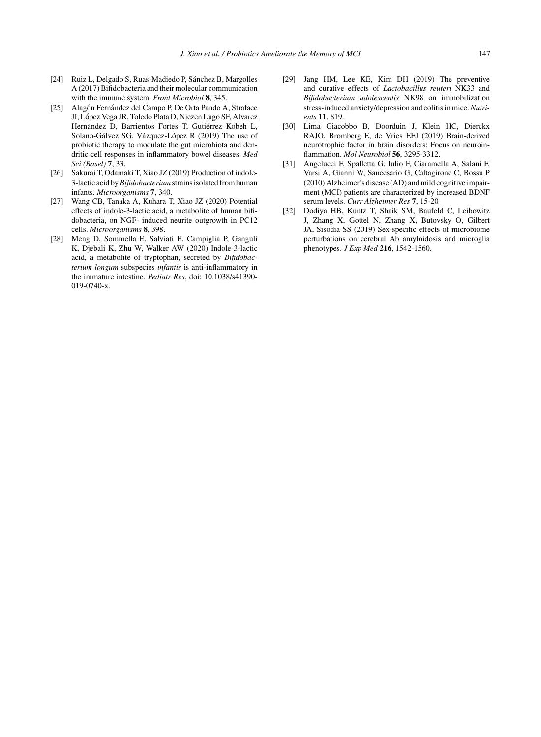[24] Ruiz L, Delgado S, Ruas-Madiedo P, Sánchez B, Margolles A (2017) Bifidobacteria and their molecular communication with the immune system. *Front Microbiol* **8**, 345.

[25] Alagón Fernández del Campo P, De Orta Pando A, Straface JI, López Vega JR, Toledo Plata D, Niezen Lugo SF, Alvarez Hernández D, Barrientos Fortes T, Gutiérrez–Kobeh L, Solano-Gálvez SG, Vázquez-López R (2019) The use of probiotic therapy to modulate the gut microbiota and dendritic cell responses in inflammatory bowel diseases. *Med Sci (Basel)* **7**, 33.

[26] Sakurai T, Odamaki T, Xiao JZ (2019) Production of indole-3-lactic acid by *Bifidobacterium* strains isolated from human infants. *Microorganisms* **7**, 340.

[27] Wang CB, Tanaka A, Kuhara T, Xiao JZ (2020) Potential effects of indole-3-lactic acid, a metabolite of human bifidobacteria, on NGF- induced neurite outgrowth in PC12 cells. *Microorganisms* **8**, 398.

[28] Meng D, Sommella E, Salviati E, Campiglia P, Ganguli K, Djebali K, Zhu W, Walker AW (2020) Indole-3-lactic acid, a metabolite of tryptophan, secreted by *Bifidobacterium longum* subspecies *infantis* is anti-inflammatory in the immature intestine. *Pediatr Res*, doi: 10.1038/s41390-019-0740-x.

[29] Jang HM, Lee KE, Kim DH (2019) The preventive and curative effects of *Lactobacillus reuteri* NK33 and *Bifidobacterium adolescentis* NK98 on immobilization stress-induced anxiety/depression and colitis in mice. *Nutrients* **11**, 819.

[30] Lima Giacobbo B, Doorduin J, Klein HC, Dierckx RAJO, Bromberg E, de Vries EFJ (2019) Brain-derived neurotrophic factor in brain disorders: Focus on neuroinflammation. *Mol Neurobiol* **56**, 3295-3312.

[31] Angelucci F, Spalletta G, Iulio F, Ciaramella A, Salani F, Varsi A, Gianni W, Sancesario G, Caltagirone C, Bossu P (2010) Alzheimer's disease (AD) and mild cognitive impairment (MCI) patients are characterized by increased BDNF serum levels. *Curr Alzheimer Res* **7**, 15-20

[32] Dodiya HB, Kuntz T, Shaik SM, Baufeld C, Leibowitz J, Zhang X, Gottel N, Zhang X, Butovsky O, Gilbert JA, Sisodia SS (2019) Sex-specific effects of microbiome perturbations on cerebral Ab amyloidosis and microglia phenotypes. *J Exp Med* **216**, 1542-1560.